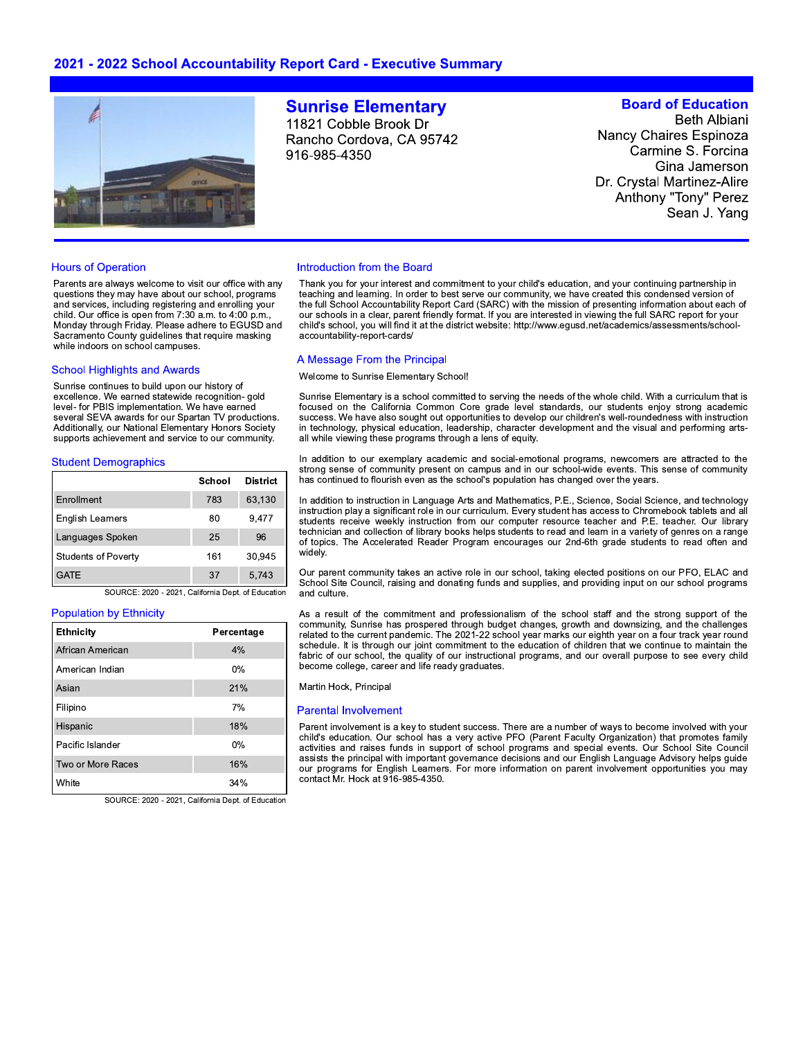# 2021 - 2022 School Accountability Report Card - Executive Summary

## Sunrise Elementary

11821 Cobble Brook Dr
Rancho Cordova, CA 95742
916-985-4350

### Board of Education

Beth Albiani
Nancy Chaires Espinoza
Carmine S. Forcina
Gina Jamerson
Dr. Crystal Martinez-Alire
Anthony "Tony" Perez
Sean J. Yang

### Hours of Operation

Parents are always welcome to visit our office with any questions they may have about our school, programs and services, including registering and enrolling your child. Our office is open from 7:30 a.m. to 4:00 p.m., Monday through Friday. Please adhere to EGUSD and Sacramento County guidelines that require masking while indoors on school campuses.

### School Highlights and Awards

Sunrise continues to build upon our history of excellence. We earned statewide recognition- gold level- for PBIS implementation. We have earned several SEVA awards for our Spartan TV productions. Additionally, our National Elementary Honors Society supports achievement and service to our community.

### Student Demographics

| | School | District |
|---|---|---|
| Enrollment | 783 | 63,130 |
| English Learners | 80 | 9,477 |
| Languages Spoken | 25 | 96 |
| Students of Poverty | 161 | 30,945 |
| GATE | 37 | 5,743 |

SOURCE: 2020 - 2021, California Dept. of Education

### Population by Ethnicity

| Ethnicity | Percentage |
|---|---|
| African American | 4% |
| American Indian | 0% |
| Asian | 21% |
| Filipino | 7% |
| Hispanic | 18% |
| Pacific Islander | 0% |
| Two or More Races | 16% |
| White | 34% |

SOURCE: 2020 - 2021, California Dept. of Education

### Introduction from the Board

Thank you for your interest and commitment to your child's education, and your continuing partnership in teaching and learning. In order to best serve our community, we have created this condensed version of the full School Accountability Report Card (SARC) with the mission of presenting information about each of our schools in a clear, parent friendly format. If you are interested in viewing the full SARC report for your child's school, you will find it at the district website: http://www.egusd.net/academics/assessments/school-accountability-report-cards/

### A Message From the Principal

Welcome to Sunrise Elementary School!

Sunrise Elementary is a school committed to serving the needs of the whole child. With a curriculum that is focused on the California Common Core grade level standards, our students enjoy strong academic success. We have also sought out opportunities to develop our children's well-roundedness with instruction in technology, physical education, leadership, character development and the visual and performing arts- all while viewing these programs through a lens of equity.

In addition to our exemplary academic and social-emotional programs, newcomers are attracted to the strong sense of community present on campus and in our school-wide events. This sense of community has continued to flourish even as the school's population has changed over the years.

In addition to instruction in Language Arts and Mathematics, P.E., Science, Social Science, and technology instruction play a significant role in our curriculum. Every student has access to Chromebook tablets and all students receive weekly instruction from our computer resource teacher and P.E. teacher. Our library technician and collection of library books helps students to read and learn in a variety of genres on a range of topics. The Accelerated Reader Program encourages our 2nd-6th grade students to read often and widely.

Our parent community takes an active role in our school, taking elected positions on our PFO, ELAC and School Site Council, raising and donating funds and supplies, and providing input on our school programs and culture.

As a result of the commitment and professionalism of the school staff and the strong support of the community, Sunrise has prospered through budget changes, growth and downsizing, and the challenges related to the current pandemic. The 2021-22 school year marks our eighth year on a four track year round schedule. It is through our joint commitment to the education of children that we continue to maintain the fabric of our school, the quality of our instructional programs, and our overall purpose to see every child become college, career and life ready graduates.

Martin Hock, Principal

### Parental Involvement

Parent involvement is a key to student success. There are a number of ways to become involved with your child's education. Our school has a very active PFO (Parent Faculty Organization) that promotes family activities and raises funds in support of school programs and special events. Our School Site Council assists the principal with important governance decisions and our English Language Advisory helps guide our programs for English Learners. For more information on parent involvement opportunities you may contact Mr. Hock at 916-985-4350.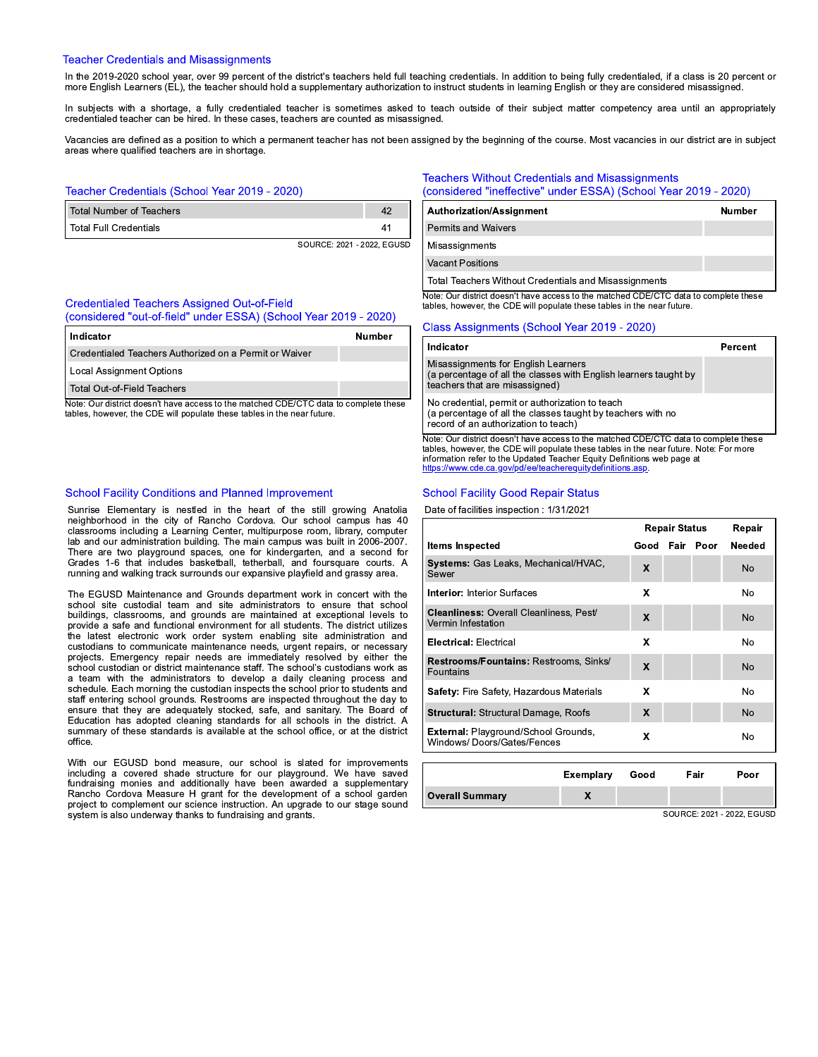## Teacher Credentials and Misassignments

In the 2019-2020 school year, over 99 percent of the district's teachers held full teaching credentials. In addition to being fully credentialed, if a class is 20 percent or more English Learners (EL), the teacher should hold a supplementary authorization to instruct students in learning English or they are considered misassigned.

In subjects with a shortage, a fully credentialed teacher is sometimes asked to teach outside of their subject matter competency area until an appropriately credentialed teacher can be hired. In these cases, teachers are counted as misassigned.

Vacancies are defined as a position to which a permanent teacher has not been assigned by the beginning of the course. Most vacancies in our district are in subject areas where qualified teachers are in shortage.

### Teacher Credentials (School Year 2019 - 2020)

| | |
|---|---|
| Total Number of Teachers | 42 |
| Total Full Credentials | 41 |

SOURCE: 2021 - 2022, EGUSD

### Credentialed Teachers Assigned Out-of-Field (considered "out-of-field" under ESSA) (School Year 2019 - 2020)

| Indicator | Number |
|---|---|
| Credentialed Teachers Authorized on a Permit or Waiver | |
| Local Assignment Options | |
| Total Out-of-Field Teachers | |

Note: Our district doesn't have access to the matched CDE/CTC data to complete these tables, however, the CDE will populate these tables in the near future.

### Teachers Without Credentials and Misassignments (considered "ineffective" under ESSA) (School Year 2019 - 2020)

| Authorization/Assignment | Number |
|---|---|
| Permits and Waivers | |
| Misassignments | |
| Vacant Positions | |
| Total Teachers Without Credentials and Misassignments | |

Note: Our district doesn't have access to the matched CDE/CTC data to complete these tables, however, the CDE will populate these tables in the near future.

### Class Assignments (School Year 2019 - 2020)

| Indicator | Percent |
|---|---|
| Misassignments for English Learners<br>(a percentage of all the classes with English learners taught by teachers that are misassigned) | |
| No credential, permit or authorization to teach<br>(a percentage of all the classes taught by teachers with no record of an authorization to teach) | |

Note: Our district doesn't have access to the matched CDE/CTC data to complete these tables, however, the CDE will populate these tables in the near future. Note: For more information refer to the Updated Teacher Equity Definitions web page at https://www.cde.ca.gov/pd/ee/teacherequitydefinitions.asp.

## School Facility Conditions and Planned Improvement

Sunrise Elementary is nestled in the heart of the still growing Anatolia neighborhood in the city of Rancho Cordova. Our school campus has 40 classrooms including a Learning Center, multipurpose room, library, computer lab and our administration building. The main campus was built in 2006-2007. There are two playground spaces, one for kindergarten, and a second for Grades 1-6 that includes basketball, tetherball, and foursquare courts. A running and walking track surrounds our expansive playfield and grassy area.

The EGUSD Maintenance and Grounds department work in concert with the school site custodial team and site administrators to ensure that school buildings, classrooms, and grounds are maintained at exceptional levels to provide a safe and functional environment for all students. The district utilizes the latest electronic work order system enabling site administration and custodians to communicate maintenance needs, urgent repairs, or necessary projects. Emergency repair needs are immediately resolved by either the school custodian or district maintenance staff. The school's custodians work as a team with the administrators to develop a daily cleaning process and schedule. Each morning the custodian inspects the school prior to students and staff entering school grounds. Restrooms are inspected throughout the day to ensure that they are adequately stocked, safe, and sanitary. The Board of Education has adopted cleaning standards for all schools in the district. A summary of these standards is available at the school office, or at the district office.

With our EGUSD bond measure, our school is slated for improvements including a covered shade structure for our playground. We have saved fundraising monies and additionally have been awarded a supplementary Rancho Cordova Measure H grant for the development of a school garden project to complement our science instruction. An upgrade to our stage sound system is also underway thanks to fundraising and grants.

### School Facility Good Repair Status

Date of facilities inspection : 1/31/2021

| Items Inspected | Repair Status | | | Repair Needed |
|---|---|---|---|---|
| | Good | Fair | Poor | |
| **Systems:** Gas Leaks, Mechanical/HVAC, Sewer | X | | | No |
| **Interior:** Interior Surfaces | X | | | No |
| **Cleanliness:** Overall Cleanliness, Pest/ Vermin Infestation | X | | | No |
| **Electrical:** Electrical | X | | | No |
| **Restrooms/Fountains:** Restrooms, Sinks/ Fountains | X | | | No |
| **Safety:** Fire Safety, Hazardous Materials | X | | | No |
| **Structural:** Structural Damage, Roofs | X | | | No |
| **External:** Playground/School Grounds, Windows/ Doors/Gates/Fences | X | | | No |

| | Exemplary | Good | Fair | Poor |
|---|---|---|---|---|
| **Overall Summary** | X | | | |

SOURCE: 2021 - 2022, EGUSD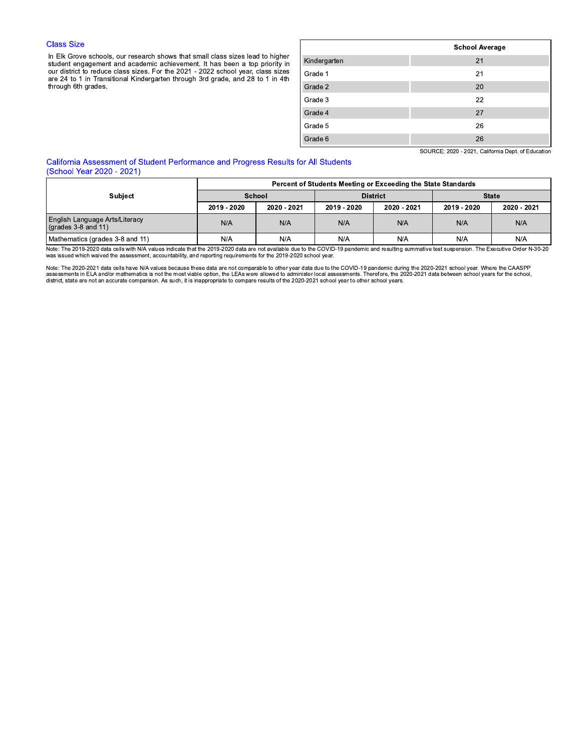## Class Size

In Elk Grove schools, our research shows that small class sizes lead to higher student engagement and academic achievement. It has been a top priority in our district to reduce class sizes. For the 2021 - 2022 school year, class sizes are 24 to 1 in Transitional Kindergarten through 3rd grade, and 28 to 1 in 4th through 6th grades.

| | School Average |
|---|---|
| Kindergarten | 21 |
| Grade 1 | 21 |
| Grade 2 | 20 |
| Grade 3 | 22 |
| Grade 4 | 27 |
| Grade 5 | 26 |
| Grade 6 | 26 |

SOURCE: 2020 - 2021, California Dept. of Education

## California Assessment of Student Performance and Progress Results for All Students (School Year 2020 - 2021)

| Subject | Percent of Students Meeting or Exceeding the State Standards | | | | | |
|---|---|---|---|---|---|---|
| | School | | District | | State | |
| | 2019 - 2020 | 2020 - 2021 | 2019 - 2020 | 2020 - 2021 | 2019 - 2020 | 2020 - 2021 |
| English Language Arts/Literacy (grades 3-8 and 11) | N/A | N/A | N/A | N/A | N/A | N/A |
| Mathematics (grades 3-8 and 11) | N/A | N/A | N/A | N/A | N/A | N/A |

Note: The 2019-2020 data cells with N/A values indicate that the 2019-2020 data are not available due to the COVID-19 pandemic and resulting summative test suspension. The Executive Order N-30-20 was issued which waived the assessment, accountability, and reporting requirements for the 2019-2020 school year.

Note: The 2020-2021 data cells have N/A values because these data are not comparable to other year data due to the COVID-19 pandemic during the 2020-2021 school year. Where the CAASPP assessments in ELA and/or mathematics is not the most viable option, the LEAs were allowed to administer local assessments. Therefore, the 2020-2021 data between school years for the school, district, state are not an accurate comparison. As such, it is inappropriate to compare results of the 2020-2021 school year to other school years.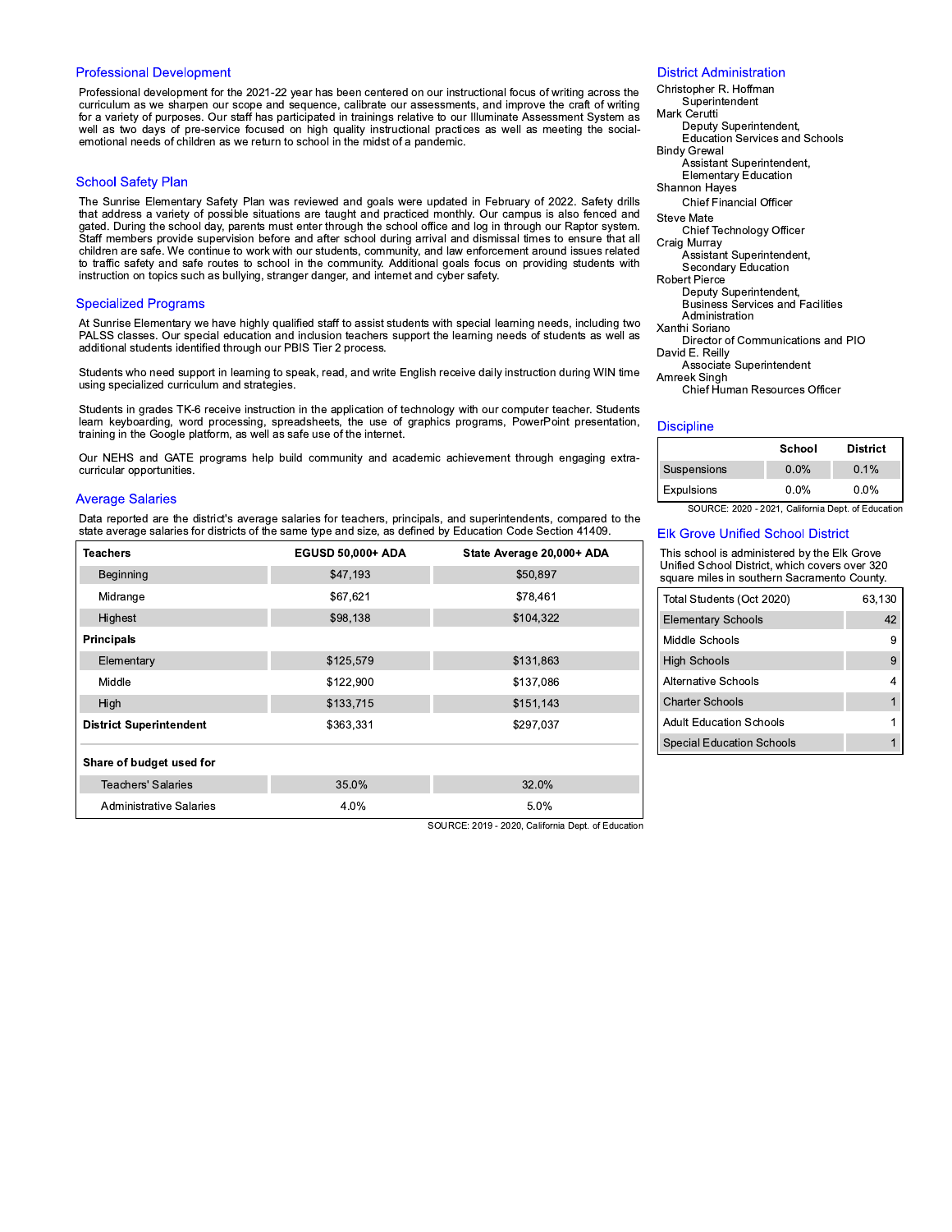## Professional Development

Professional development for the 2021-22 year has been centered on our instructional focus of writing across the curriculum as we sharpen our scope and sequence, calibrate our assessments, and improve the craft of writing for a variety of purposes. Our staff has participated in trainings relative to our Illuminate Assessment System as well as two days of pre-service focused on high quality instructional practices as well as meeting the social-emotional needs of children as we return to school in the midst of a pandemic.

## School Safety Plan

The Sunrise Elementary Safety Plan was reviewed and goals were updated in February of 2022. Safety drills that address a variety of possible situations are taught and practiced monthly. Our campus is also fenced and gated. During the school day, parents must enter through the school office and log in through our Raptor system. Staff members provide supervision before and after school during arrival and dismissal times to ensure that all children are safe. We continue to work with our students, community, and law enforcement around issues related to traffic safety and safe routes to school in the community. Additional goals focus on providing students with instruction on topics such as bullying, stranger danger, and internet and cyber safety.

## Specialized Programs

At Sunrise Elementary we have highly qualified staff to assist students with special learning needs, including two PALSS classes. Our special education and inclusion teachers support the learning needs of students as well as additional students identified through our PBIS Tier 2 process.

Students who need support in learning to speak, read, and write English receive daily instruction during WIN time using specialized curriculum and strategies.

Students in grades TK-6 receive instruction in the application of technology with our computer teacher. Students learn keyboarding, word processing, spreadsheets, the use of graphics programs, PowerPoint presentation, training in the Google platform, as well as safe use of the internet.

Our NEHS and GATE programs help build community and academic achievement through engaging extra-curricular opportunities.

## Average Salaries

Data reported are the district's average salaries for teachers, principals, and superintendents, compared to the state average salaries for districts of the same type and size, as defined by Education Code Section 41409.

| | EGUSD 50,000+ ADA | State Average 20,000+ ADA |
|---|---|---|
| **Teachers** | | |
| Beginning | $47,193 | $50,897 |
| Midrange | $67,621 | $78,461 |
| Highest | $98,138 | $104,322 |
| **Principals** | | |
| Elementary | $125,579 | $131,863 |
| Middle | $122,900 | $137,086 |
| High | $133,715 | $151,143 |
| **District Superintendent** | $363,331 | $297,037 |
| **Share of budget used for** | | |
| Teachers' Salaries | 35.0% | 32.0% |
| Administrative Salaries | 4.0% | 5.0% |

SOURCE: 2019 - 2020, California Dept. of Education

## District Administration

Christopher R. Hoffman
Superintendent

Mark Cerutti
Deputy Superintendent, Education Services and Schools

Bindy Grewal
Assistant Superintendent, Elementary Education

Shannon Hayes
Chief Financial Officer

Steve Mate
Chief Technology Officer

Craig Murray
Assistant Superintendent, Secondary Education

Robert Pierce
Deputy Superintendent, Business Services and Facilities Administration

Xanthi Soriano
Director of Communications and PIO

David E. Reilly
Associate Superintendent

Amreek Singh
Chief Human Resources Officer

## Discipline

| | School | District |
|---|---|---|
| Suspensions | 0.0% | 0.1% |
| Expulsions | 0.0% | 0.0% |

SOURCE: 2020 - 2021, California Dept. of Education

## Elk Grove Unified School District

This school is administered by the Elk Grove Unified School District, which covers over 320 square miles in southern Sacramento County.

| | |
|---|---|
| Total Students (Oct 2020) | 63,130 |
| Elementary Schools | 42 |
| Middle Schools | 9 |
| High Schools | 9 |
| Alternative Schools | 4 |
| Charter Schools | 1 |
| Adult Education Schools | 1 |
| Special Education Schools | 1 |